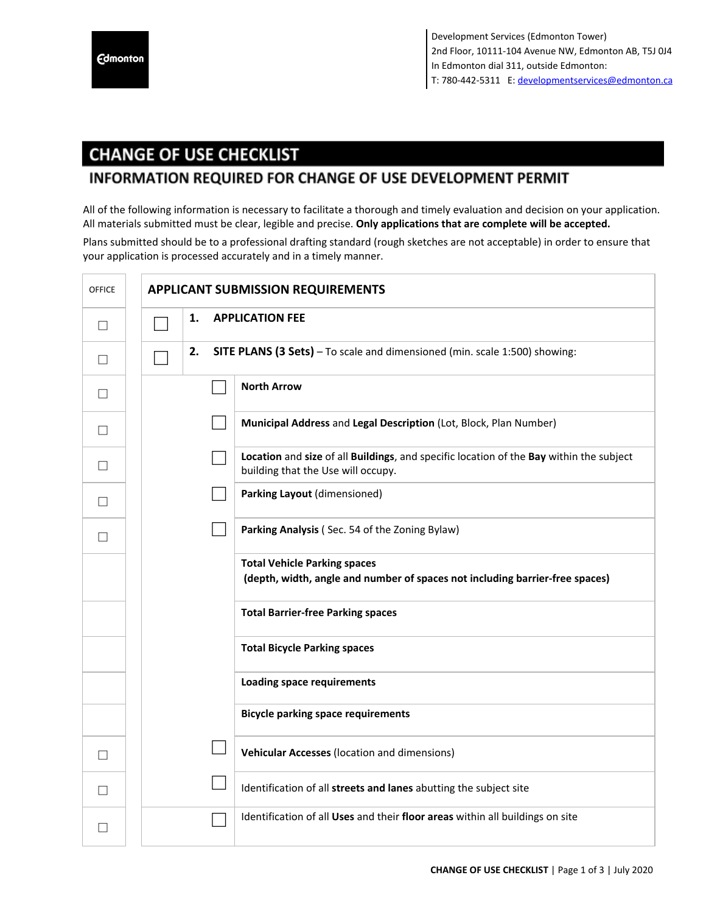Edmonton

Development Services (Edmonton Tower)
2nd Floor, 10111-104 Avenue NW, Edmonton AB, T5J 0J4
In Edmonton dial 311, outside Edmonton:
T: 780-442-5311 E: developmentservices@edmonton.ca

# CHANGE OF USE CHECKLIST

## INFORMATION REQUIRED FOR CHANGE OF USE DEVELOPMENT PERMIT

All of the following information is necessary to facilitate a thorough and timely evaluation and decision on your application. All materials submitted must be clear, legible and precise. **Only applications that are complete will be accepted.**

Plans submitted should be to a professional drafting standard (rough sketches are not acceptable) in order to ensure that your application is processed accurately and in a timely manner.

| OFFICE | | APPLICANT SUBMISSION REQUIREMENTS |
|---|---|---|
| ☐ | ☐ | **1. APPLICATION FEE** |
| ☐ | ☐ | **2. SITE PLANS (3 Sets)** – To scale and dimensioned (min. scale 1:500) showing: |
| ☐ | ☐ | **North Arrow** |
| ☐ | ☐ | **Municipal Address** and **Legal Description** (Lot, Block, Plan Number) |
| ☐ | ☐ | **Location** and **size** of all **Buildings**, and specific location of the **Bay** within the subject building that the Use will occupy. |
| ☐ | ☐ | **Parking Layout** (dimensioned) |
| ☐ | ☐ | **Parking Analysis** ( Sec. 54 of the Zoning Bylaw) |
| | | **Total Vehicle Parking spaces (depth, width, angle and number of spaces not including barrier-free spaces)** |
| | | **Total Barrier-free Parking spaces** |
| | | **Total Bicycle Parking spaces** |
| | | **Loading space requirements** |
| | | **Bicycle parking space requirements** |
| ☐ | ☐ | **Vehicular Accesses** (location and dimensions) |
| ☐ | ☐ | Identification of all **streets and lanes** abutting the subject site |
| ☐ | ☐ | Identification of all **Uses** and their **floor areas** within all buildings on site |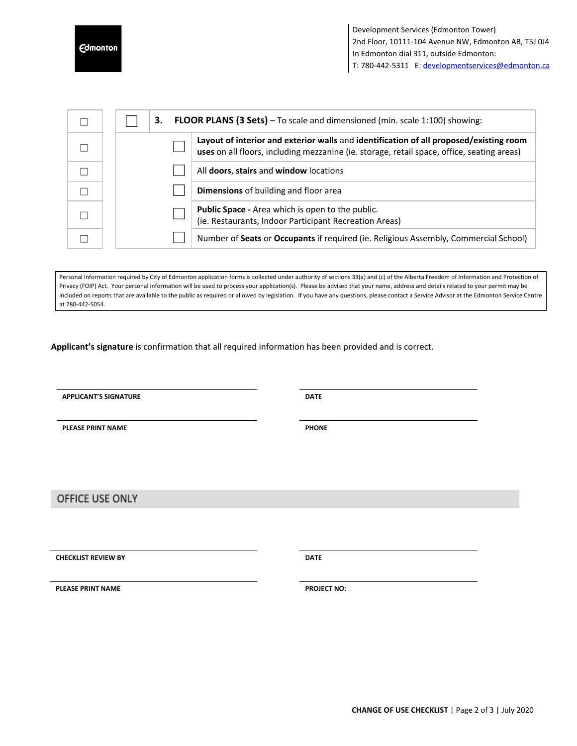Development Services (Edmonton Tower)
2nd Floor, 10111-104 Avenue NW, Edmonton AB, T5J 0J4
In Edmonton dial 311, outside Edmonton:
T: 780-442-5311 E: developmentservices@edmonton.ca

| | | |
|---|---|---|
| ☐ | ☐ | **3. FLOOR PLANS (3 Sets)** – To scale and dimensioned (min. scale 1:100) showing: |
| ☐ | ☐ | **Layout of interior and exterior walls** and **identification of all proposed/existing room uses** on all floors, including mezzanine (ie. storage, retail space, office, seating areas) |
| ☐ | ☐ | All **doors**, **stairs** and **window** locations |
| ☐ | ☐ | **Dimensions** of building and floor area |
| ☐ | ☐ | **Public Space -** Area which is open to the public. (ie. Restaurants, Indoor Participant Recreation Areas) |
| ☐ | ☐ | Number of **Seats** or **Occupants** if required (ie. Religious Assembly, Commercial School) |

Personal Information required by City of Edmonton application forms is collected under authority of sections 33(a) and (c) of the Alberta Freedom of Information and Protection of Privacy (FOIP) Act. Your personal information will be used to process your application(s). Please be advised that your name, address and details related to your permit may be included on reports that are available to the public as required or allowed by legislation. If you have any questions, please contact a Service Advisor at the Edmonton Service Centre at 780-442-5054.

**Applicant's signature** is confirmation that all required information has been provided and is correct.

**APPLICANT'S SIGNATURE** ______________________ **DATE** ______________________

**PLEASE PRINT NAME** ______________________ **PHONE** ______________________

## OFFICE USE ONLY

**CHECKLIST REVIEW BY** ______________________ **DATE** ______________________

**PLEASE PRINT NAME** ______________________ **PROJECT NO:** ______________________

**CHANGE OF USE CHECKLIST** | July 2020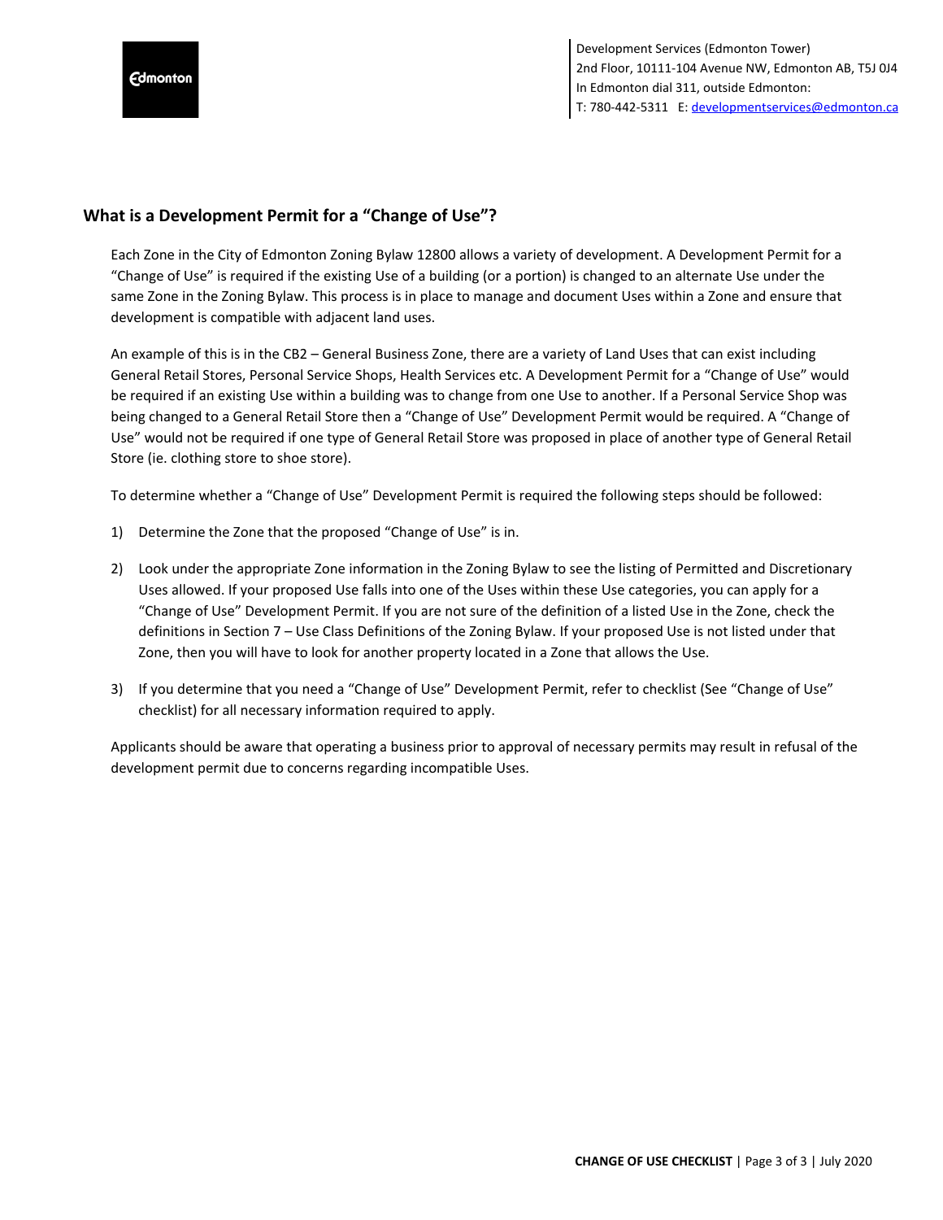Development Services (Edmonton Tower)
2nd Floor, 10111-104 Avenue NW, Edmonton AB, T5J 0J4
In Edmonton dial 311, outside Edmonton:
T: 780-442-5311 E: developmentservices@edmonton.ca

## What is a Development Permit for a "Change of Use"?

Each Zone in the City of Edmonton Zoning Bylaw 12800 allows a variety of development. A Development Permit for a "Change of Use" is required if the existing Use of a building (or a portion) is changed to an alternate Use under the same Zone in the Zoning Bylaw. This process is in place to manage and document Uses within a Zone and ensure that development is compatible with adjacent land uses.

An example of this is in the CB2 – General Business Zone, there are a variety of Land Uses that can exist including General Retail Stores, Personal Service Shops, Health Services etc. A Development Permit for a "Change of Use" would be required if an existing Use within a building was to change from one Use to another. If a Personal Service Shop was being changed to a General Retail Store then a "Change of Use" Development Permit would be required. A "Change of Use" would not be required if one type of General Retail Store was proposed in place of another type of General Retail Store (ie. clothing store to shoe store).

To determine whether a "Change of Use" Development Permit is required the following steps should be followed:

1) Determine the Zone that the proposed "Change of Use" is in.
2) Look under the appropriate Zone information in the Zoning Bylaw to see the listing of Permitted and Discretionary Uses allowed. If your proposed Use falls into one of the Uses within these Use categories, you can apply for a "Change of Use" Development Permit. If you are not sure of the definition of a listed Use in the Zone, check the definitions in Section 7 – Use Class Definitions of the Zoning Bylaw. If your proposed Use is not listed under that Zone, then you will have to look for another property located in a Zone that allows the Use.
3) If you determine that you need a "Change of Use" Development Permit, refer to checklist (See "Change of Use" checklist) for all necessary information required to apply.

Applicants should be aware that operating a business prior to approval of necessary permits may result in refusal of the development permit due to concerns regarding incompatible Uses.